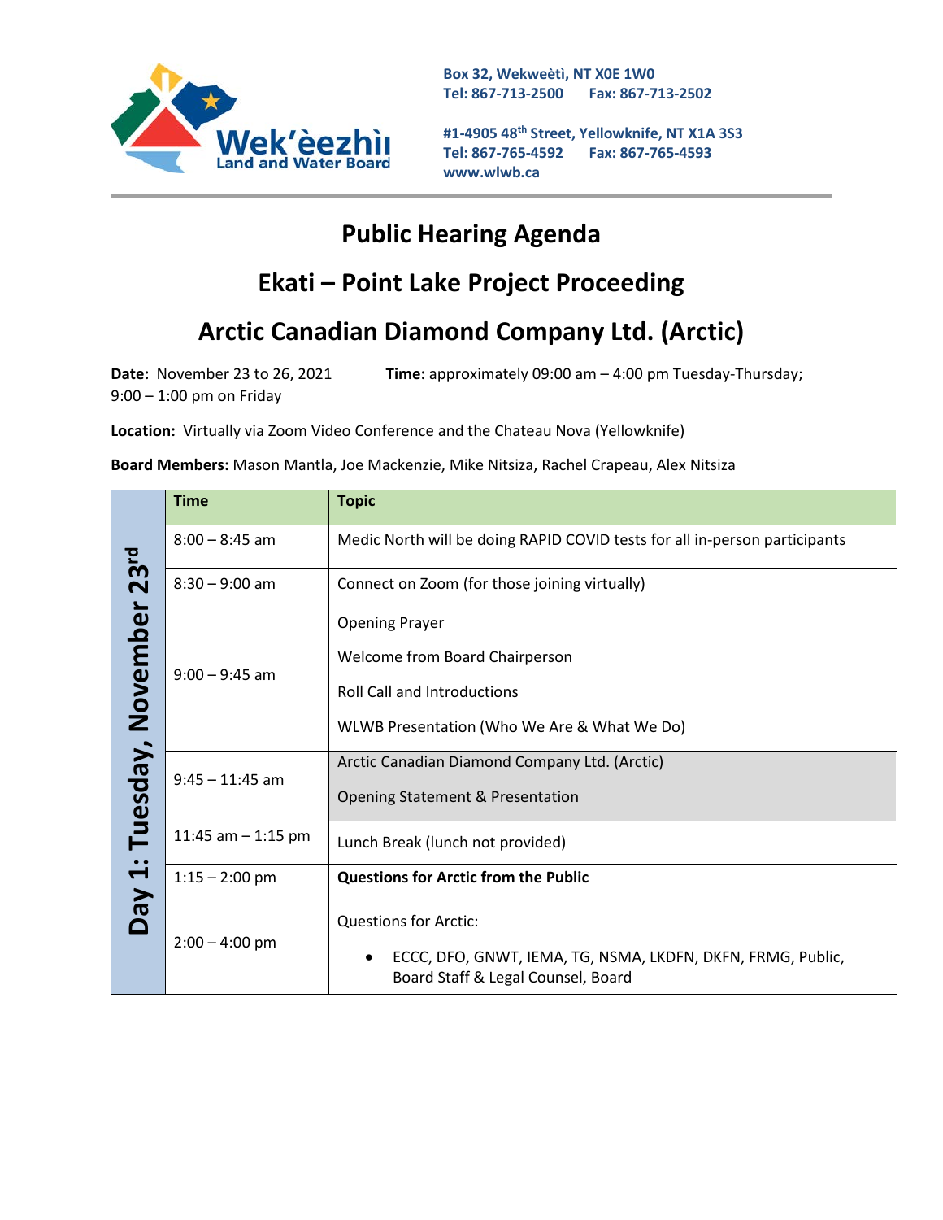Wek'èezhìı Land and Water Board

Box 32, Wekweètì, NT X0E 1W0
Tel: 867-713-2500 Fax: 867-713-2502

#1-4905 48th Street, Yellowknife, NT X1A 3S3
Tel: 867-765-4592 Fax: 867-765-4593
www.wlwb.ca

# Public Hearing Agenda

## Ekati – Point Lake Project Proceeding

## Arctic Canadian Diamond Company Ltd. (Arctic)

**Date:** November 23 to 26, 2021 **Time:** approximately 09:00 am – 4:00 pm Tuesday-Thursday; 9:00 – 1:00 pm on Friday

**Location:** Virtually via Zoom Video Conference and the Chateau Nova (Yellowknife)

**Board Members:** Mason Mantla, Joe Mackenzie, Mike Nitsiza, Rachel Crapeau, Alex Nitsiza

| Day | Time | Topic |
|---|---|---|
| Day 1: Tuesday, November 23rd | 8:00 – 8:45 am | Medic North will be doing RAPID COVID tests for all in-person participants |
| | 8:30 – 9:00 am | Connect on Zoom (for those joining virtually) |
| | 9:00 – 9:45 am | Opening Prayer<br>Welcome from Board Chairperson<br>Roll Call and Introductions<br>WLWB Presentation (Who We Are & What We Do) |
| | 9:45 – 11:45 am | Arctic Canadian Diamond Company Ltd. (Arctic)<br>Opening Statement & Presentation |
| | 11:45 am – 1:15 pm | Lunch Break (lunch not provided) |
| | 1:15 – 2:00 pm | **Questions for Arctic from the Public** |
| | 2:00 – 4:00 pm | Questions for Arctic:<br>• ECCC, DFO, GNWT, IEMA, TG, NSMA, LKDFN, DKFN, FRMG, Public, Board Staff & Legal Counsel, Board |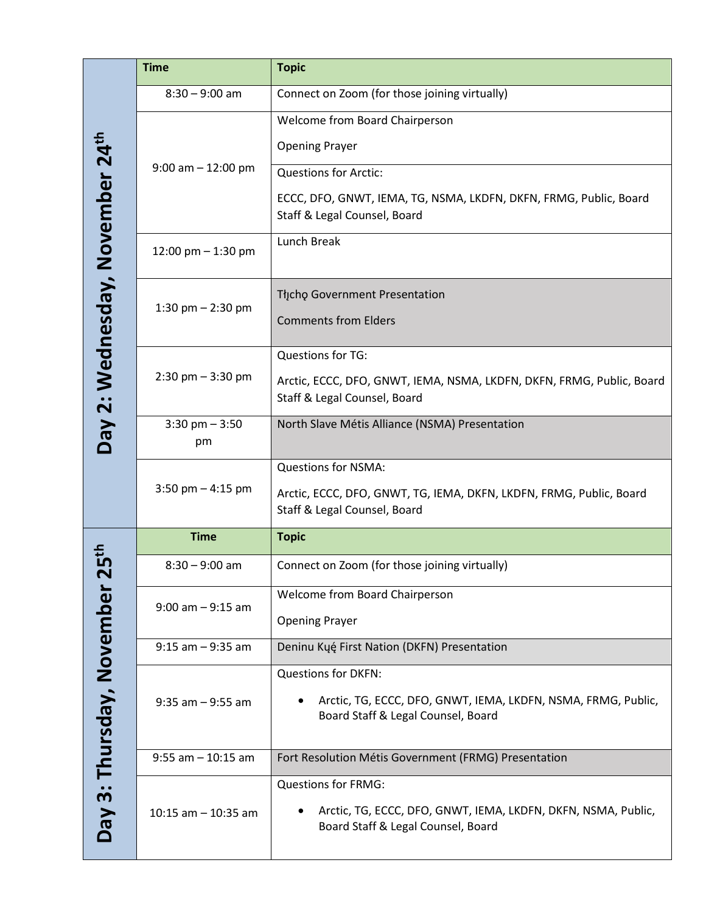| | Time | Topic |
|---|---|---|
| **Day 2: Wednesday, November 24th** | 8:30 – 9:00 am | Connect on Zoom (for those joining virtually) |
| | 9:00 am – 12:00 pm | Welcome from Board Chairperson<br><br>Opening Prayer |
| | | Questions for Arctic:<br><br>ECCC, DFO, GNWT, IEMA, TG, NSMA, LKDFN, DKFN, FRMG, Public, Board Staff & Legal Counsel, Board |
| | 12:00 pm – 1:30 pm | Lunch Break |
| | 1:30 pm – 2:30 pm | Tłı̨chǫ Government Presentation<br><br>Comments from Elders |
| | 2:30 pm – 3:30 pm | Questions for TG:<br><br>Arctic, ECCC, DFO, GNWT, IEMA, NSMA, LKDFN, DKFN, FRMG, Public, Board Staff & Legal Counsel, Board |
| | 3:30 pm – 3:50 pm | North Slave Métis Alliance (NSMA) Presentation |
| | 3:50 pm – 4:15 pm | Questions for NSMA:<br><br>Arctic, ECCC, DFO, GNWT, TG, IEMA, DKFN, LKDFN, FRMG, Public, Board Staff & Legal Counsel, Board |
| **Day 3: Thursday, November 25th** | **Time** | **Topic** |
| | 8:30 – 9:00 am | Connect on Zoom (for those joining virtually) |
| | 9:00 am – 9:15 am | Welcome from Board Chairperson<br><br>Opening Prayer |
| | 9:15 am – 9:35 am | Deninu Kų́ę́ First Nation (DKFN) Presentation |
| | 9:35 am – 9:55 am | Questions for DKFN:<br><br>• Arctic, TG, ECCC, DFO, GNWT, IEMA, LKDFN, NSMA, FRMG, Public, Board Staff & Legal Counsel, Board |
| | 9:55 am – 10:15 am | Fort Resolution Métis Government (FRMG) Presentation |
| | 10:15 am – 10:35 am | Questions for FRMG:<br><br>• Arctic, TG, ECCC, DFO, GNWT, IEMA, LKDFN, DKFN, NSMA, Public, Board Staff & Legal Counsel, Board |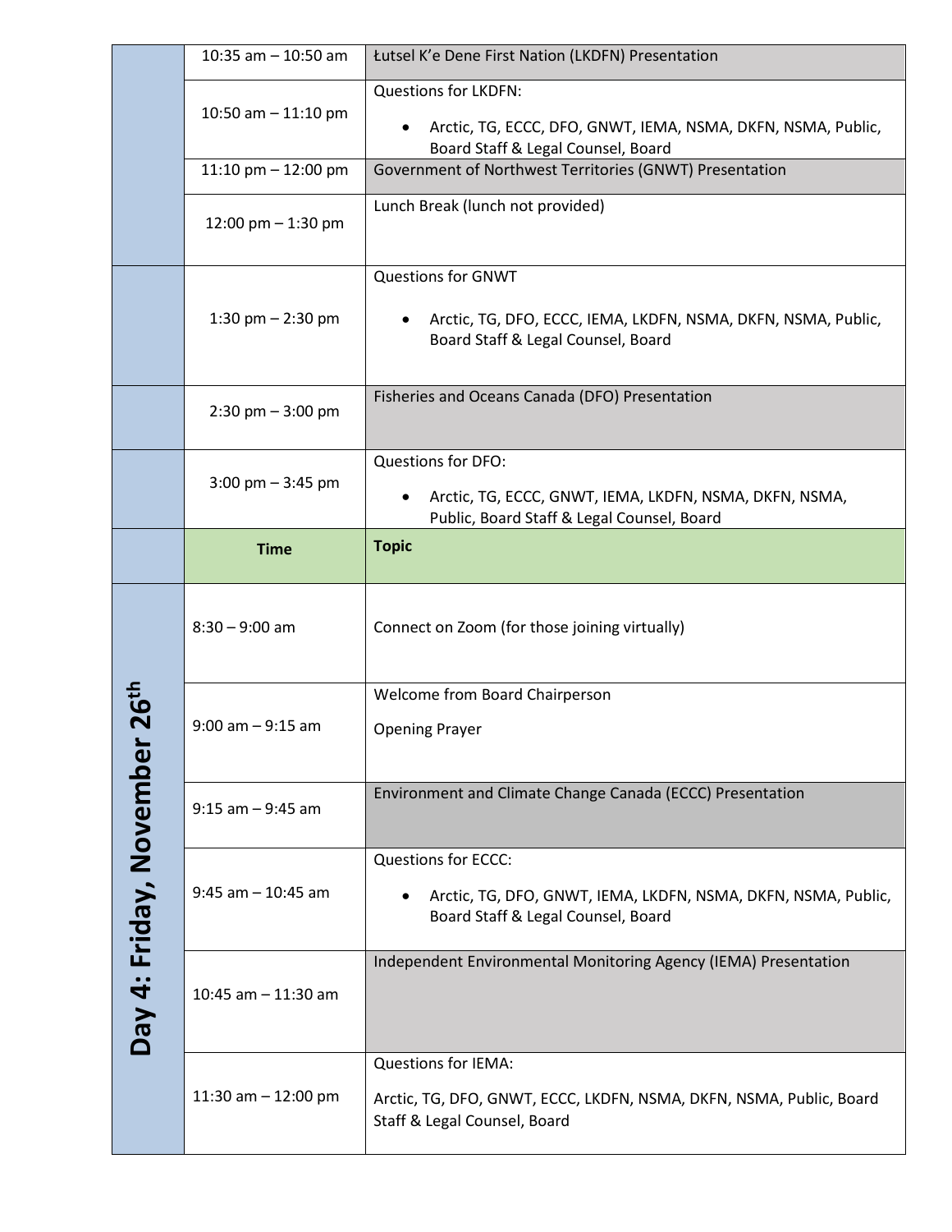| | | |
|---|---|---|
| | 10:35 am – 10:50 am | Łutsel K'e Dene First Nation (LKDFN) Presentation |
| | 10:50 am – 11:10 pm | Questions for LKDFN:<br>• Arctic, TG, ECCC, DFO, GNWT, IEMA, NSMA, DKFN, NSMA, Public, Board Staff & Legal Counsel, Board |
| | 11:10 pm – 12:00 pm | Government of Northwest Territories (GNWT) Presentation |
| | 12:00 pm – 1:30 pm | Lunch Break (lunch not provided) |
| | 1:30 pm – 2:30 pm | Questions for GNWT<br>• Arctic, TG, DFO, ECCC, IEMA, LKDFN, NSMA, DKFN, NSMA, Public, Board Staff & Legal Counsel, Board |
| | 2:30 pm – 3:00 pm | Fisheries and Oceans Canada (DFO) Presentation |
| | 3:00 pm – 3:45 pm | Questions for DFO:<br>• Arctic, TG, ECCC, GNWT, IEMA, LKDFN, NSMA, DKFN, NSMA, Public, Board Staff & Legal Counsel, Board |
| | **Time** | **Topic** |
| **Day 4: Friday, November 26th** | 8:30 – 9:00 am | Connect on Zoom (for those joining virtually) |
| | 9:00 am – 9:15 am | Welcome from Board Chairperson<br>Opening Prayer |
| | 9:15 am – 9:45 am | Environment and Climate Change Canada (ECCC) Presentation |
| | 9:45 am – 10:45 am | Questions for ECCC:<br>• Arctic, TG, DFO, GNWT, IEMA, LKDFN, NSMA, DKFN, NSMA, Public, Board Staff & Legal Counsel, Board |
| | 10:45 am – 11:30 am | Independent Environmental Monitoring Agency (IEMA) Presentation |
| | 11:30 am – 12:00 pm | Questions for IEMA:<br>Arctic, TG, DFO, GNWT, ECCC, LKDFN, NSMA, DKFN, NSMA, Public, Board Staff & Legal Counsel, Board |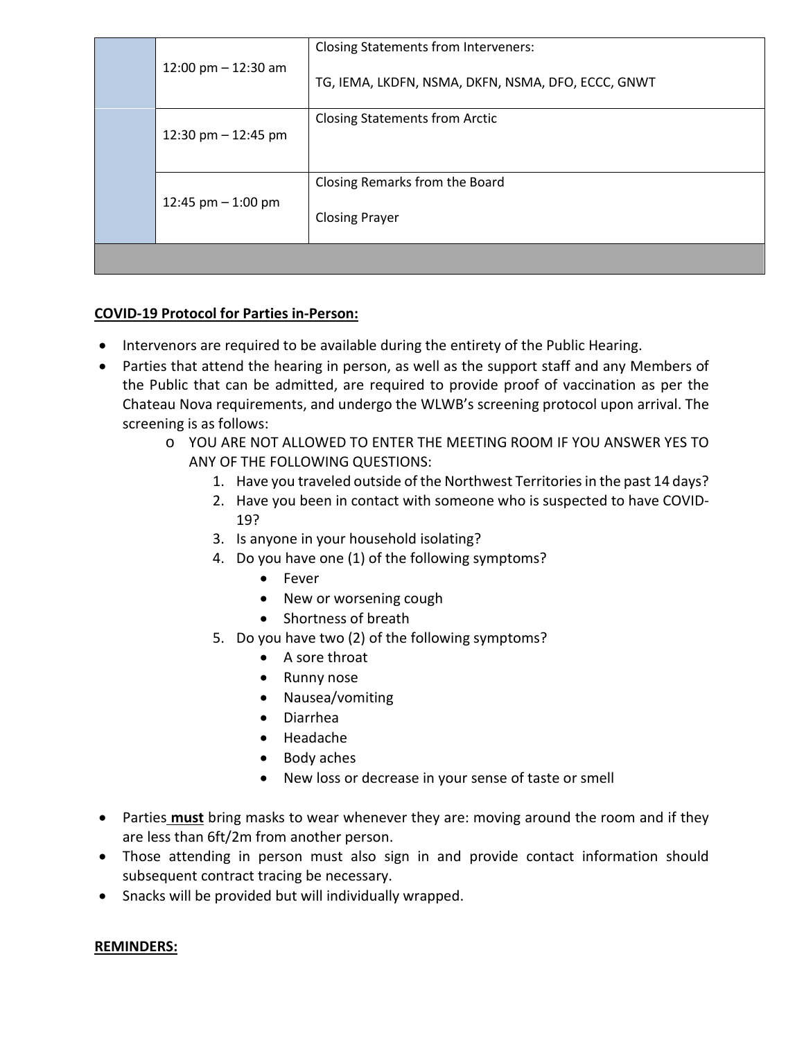| | | |
|---|---|---|
| | 12:00 pm – 12:30 am | Closing Statements from Interveners:<br><br>TG, IEMA, LKDFN, NSMA, DKFN, NSMA, DFO, ECCC, GNWT |
| | 12:30 pm – 12:45 pm | Closing Statements from Arctic |
| | 12:45 pm – 1:00 pm | Closing Remarks from the Board<br><br>Closing Prayer |
| | | |

**COVID-19 Protocol for Parties in-Person:**

- Intervenors are required to be available during the entirety of the Public Hearing.
- Parties that attend the hearing in person, as well as the support staff and any Members of the Public that can be admitted, are required to provide proof of vaccination as per the Chateau Nova requirements, and undergo the WLWB's screening protocol upon arrival. The screening is as follows:
  - YOU ARE NOT ALLOWED TO ENTER THE MEETING ROOM IF YOU ANSWER YES TO ANY OF THE FOLLOWING QUESTIONS:
    1. Have you traveled outside of the Northwest Territories in the past 14 days?
    2. Have you been in contact with someone who is suspected to have COVID-19?
    3. Is anyone in your household isolating?
    4. Do you have one (1) of the following symptoms?
       - Fever
       - New or worsening cough
       - Shortness of breath
    5. Do you have two (2) of the following symptoms?
       - A sore throat
       - Runny nose
       - Nausea/vomiting
       - Diarrhea
       - Headache
       - Body aches
       - New loss or decrease in your sense of taste or smell

- Parties **must** bring masks to wear whenever they are: moving around the room and if they are less than 6ft/2m from another person.
- Those attending in person must also sign in and provide contact information should subsequent contract tracing be necessary.
- Snacks will be provided but will individually wrapped.

**REMINDERS:**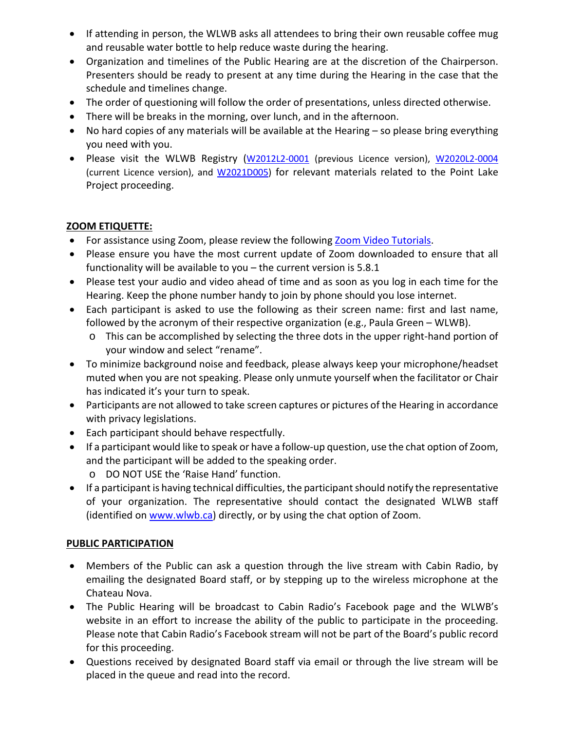- If attending in person, the WLWB asks all attendees to bring their own reusable coffee mug and reusable water bottle to help reduce waste during the hearing.
- Organization and timelines of the Public Hearing are at the discretion of the Chairperson. Presenters should be ready to present at any time during the Hearing in the case that the schedule and timelines change.
- The order of questioning will follow the order of presentations, unless directed otherwise.
- There will be breaks in the morning, over lunch, and in the afternoon.
- No hard copies of any materials will be available at the Hearing – so please bring everything you need with you.
- Please visit the WLWB Registry (W2012L2-0001 (previous Licence version), W2020L2-0004 (current Licence version), and W2021D005) for relevant materials related to the Point Lake Project proceeding.

**ZOOM ETIQUETTE:**

- For assistance using Zoom, please review the following Zoom Video Tutorials.
- Please ensure you have the most current update of Zoom downloaded to ensure that all functionality will be available to you – the current version is 5.8.1
- Please test your audio and video ahead of time and as soon as you log in each time for the Hearing. Keep the phone number handy to join by phone should you lose internet.
- Each participant is asked to use the following as their screen name: first and last name, followed by the acronym of their respective organization (e.g., Paula Green – WLWB).
  - This can be accomplished by selecting the three dots in the upper right-hand portion of your window and select "rename".
- To minimize background noise and feedback, please always keep your microphone/headset muted when you are not speaking. Please only unmute yourself when the facilitator or Chair has indicated it's your turn to speak.
- Participants are not allowed to take screen captures or pictures of the Hearing in accordance with privacy legislations.
- Each participant should behave respectfully.
- If a participant would like to speak or have a follow-up question, use the chat option of Zoom, and the participant will be added to the speaking order.
  - DO NOT USE the 'Raise Hand' function.
- If a participant is having technical difficulties, the participant should notify the representative of your organization. The representative should contact the designated WLWB staff (identified on www.wlwb.ca) directly, or by using the chat option of Zoom.

**PUBLIC PARTICIPATION**

- Members of the Public can ask a question through the live stream with Cabin Radio, by emailing the designated Board staff, or by stepping up to the wireless microphone at the Chateau Nova.
- The Public Hearing will be broadcast to Cabin Radio's Facebook page and the WLWB's website in an effort to increase the ability of the public to participate in the proceeding. Please note that Cabin Radio's Facebook stream will not be part of the Board's public record for this proceeding.
- Questions received by designated Board staff via email or through the live stream will be placed in the queue and read into the record.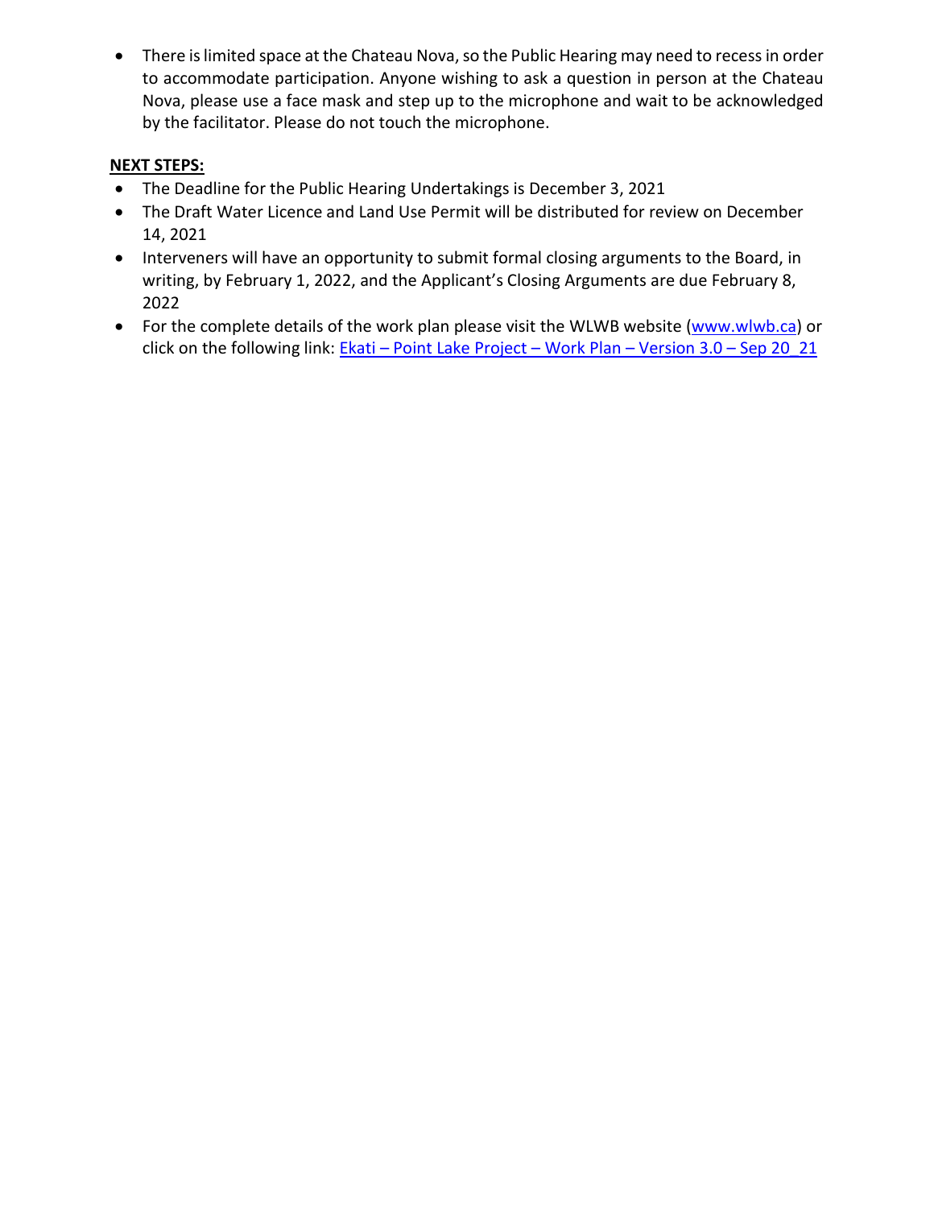- There is limited space at the Chateau Nova, so the Public Hearing may need to recess in order to accommodate participation. Anyone wishing to ask a question in person at the Chateau Nova, please use a face mask and step up to the microphone and wait to be acknowledged by the facilitator. Please do not touch the microphone.

**NEXT STEPS:**

- The Deadline for the Public Hearing Undertakings is December 3, 2021
- The Draft Water Licence and Land Use Permit will be distributed for review on December 14, 2021
- Interveners will have an opportunity to submit formal closing arguments to the Board, in writing, by February 1, 2022, and the Applicant's Closing Arguments are due February 8, 2022
- For the complete details of the work plan please visit the WLWB website (www.wlwb.ca) or click on the following link: Ekati – Point Lake Project – Work Plan – Version 3.0 – Sep 20_21